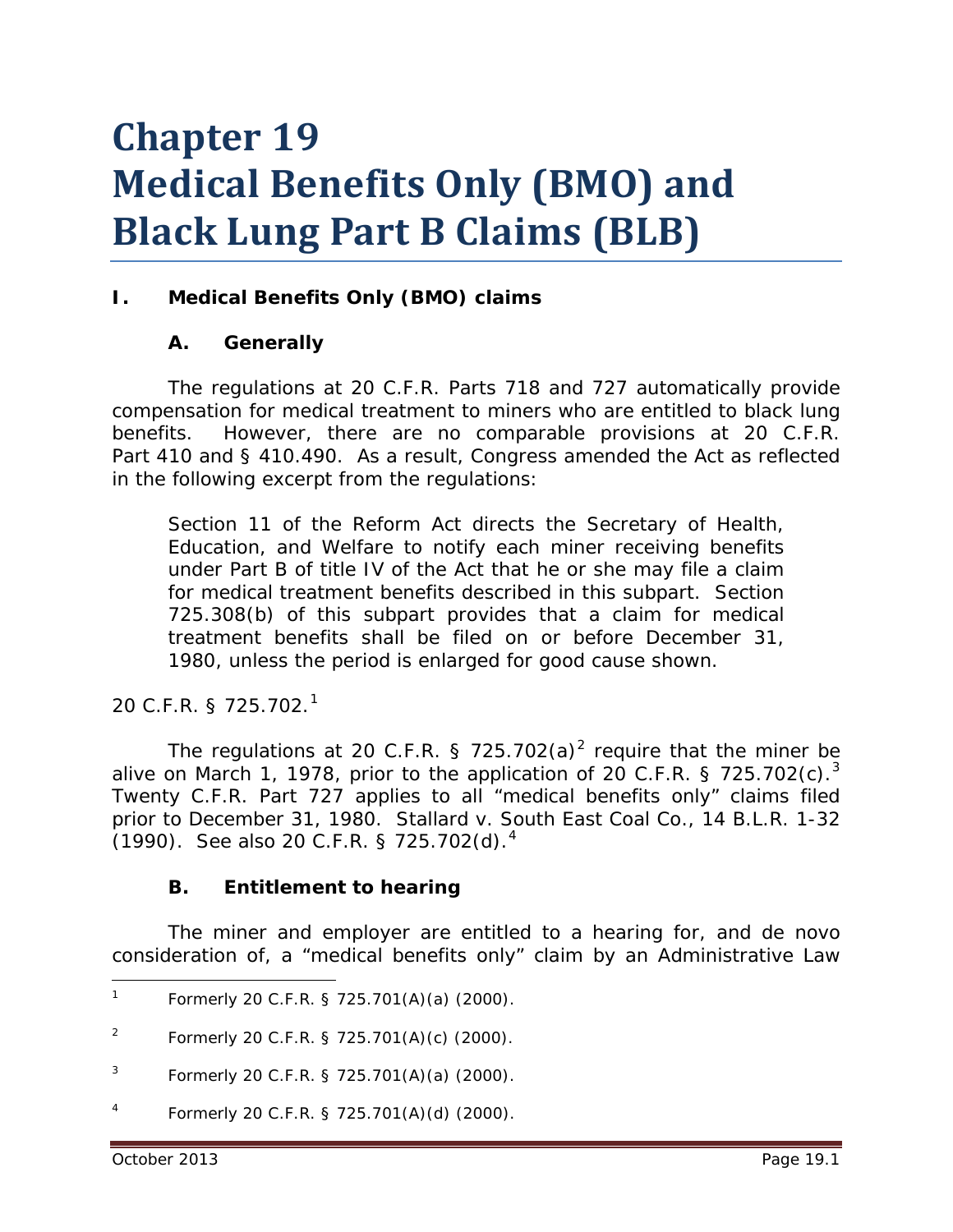# Chapter 19
# Medical Benefits Only (BMO) and Black Lung Part B Claims (BLB)

## I. Medical Benefits Only (BMO) claims

### A. Generally

The regulations at 20 C.F.R. Parts 718 and 727 automatically provide compensation for medical treatment to miners who are entitled to black lung benefits. However, there are no comparable provisions at 20 C.F.R. Part 410 and § 410.490. As a result, Congress amended the Act as reflected in the following excerpt from the regulations:

> Section 11 of the Reform Act directs the Secretary of Health, Education, and Welfare to notify each miner receiving benefits under Part B of title IV of the Act that he or she may file a claim for medical treatment benefits described in this subpart. Section 725.308(b) of this subpart provides that a claim for medical treatment benefits shall be filed on or before December 31, 1980, unless the period is enlarged for good cause shown.

20 C.F.R. § 725.702.[1]

The regulations at 20 C.F.R. § 725.702(a)[2] require that the miner be alive on March 1, 1978, prior to the application of 20 C.F.R. § 725.702(c).[3] Twenty C.F.R. Part 727 applies to all "medical benefits only" claims filed prior to December 31, 1980. *Stallard v. South East Coal Co.*, 14 B.L.R. 1-32 (1990). *See also* 20 C.F.R. § 725.702(d).[4]

### B. Entitlement to hearing

The miner and employer are entitled to a hearing for, and de novo consideration of, a "medical benefits only" claim by an Administrative Law

---

[1] Formerly 20 C.F.R. § 725.701(A)(a) (2000).

[2] Formerly 20 C.F.R. § 725.701(A)(c) (2000).

[3] Formerly 20 C.F.R. § 725.701(A)(a) (2000).

[4] Formerly 20 C.F.R. § 725.701(A)(d) (2000).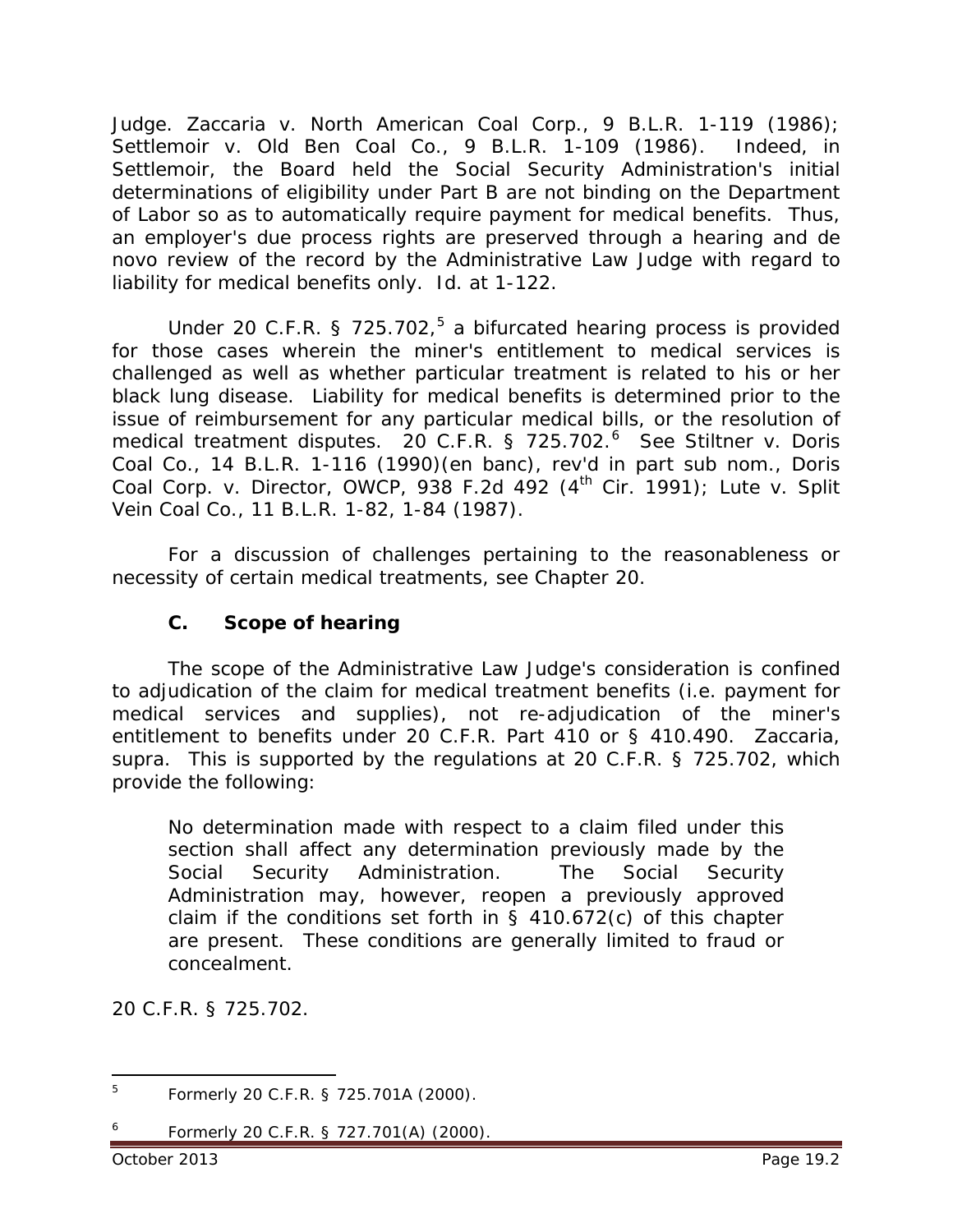Judge. *Zaccaria v. North American Coal Corp.*, 9 B.L.R. 1-119 (1986); *Settlemoir v. Old Ben Coal Co.*, 9 B.L.R. 1-109 (1986). Indeed, in *Settlemoir*, the Board held the Social Security Administration's initial determinations of eligibility under Part B are not binding on the Department of Labor so as to automatically require payment for medical benefits. Thus, an employer's due process rights are preserved through a hearing and de novo review of the record by the Administrative Law Judge with regard to liability for medical benefits only. *Id.* at 1-122.

Under 20 C.F.R. § 725.702,[5] a bifurcated hearing process is provided for those cases wherein the miner's entitlement to medical services is challenged as well as whether particular treatment is related to his or her black lung disease. Liability for medical benefits is determined prior to the issue of reimbursement for any particular medical bills, or the resolution of medical treatment disputes. 20 C.F.R. § 725.702.[6] *See Stiltner v. Doris Coal Co.*, 14 B.L.R. 1-116 (1990)(en banc), *rev'd in part sub nom., Doris Coal Corp. v. Director, OWCP*, 938 F.2d 492 (4th Cir. 1991); *Lute v. Split Vein Coal Co.*, 11 B.L.R. 1-82, 1-84 (1987).

For a discussion of challenges pertaining to the reasonableness or necessity of certain medical treatments, see Chapter 20.

### C. Scope of hearing

The scope of the Administrative Law Judge's consideration is confined to adjudication of the claim for medical treatment benefits (i.e. payment for medical services and supplies), not re-adjudication of the miner's entitlement to benefits under 20 C.F.R. Part 410 or § 410.490. *Zaccaria*, *supra*. This is supported by the regulations at 20 C.F.R. § 725.702, which provide the following:

> No determination made with respect to a claim filed under this section shall affect any determination previously made by the Social Security Administration. The Social Security Administration may, however, reopen a previously approved claim if the conditions set forth in § 410.672(c) of this chapter are present. These conditions are generally limited to fraud or concealment.

20 C.F.R. § 725.702.

---

[5] Formerly 20 C.F.R. § 725.701A (2000).

[6] Formerly 20 C.F.R. § 727.701(A) (2000).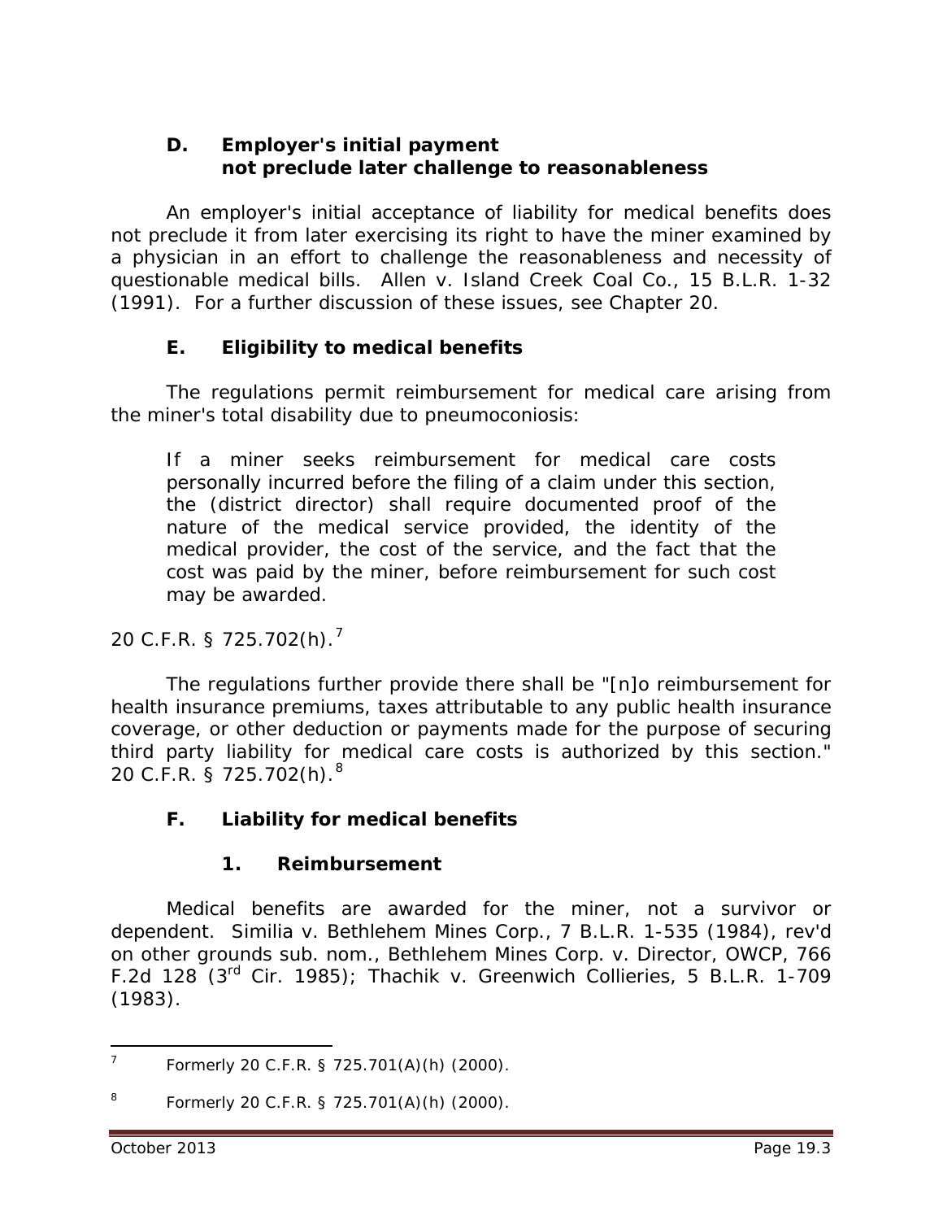### D. Employer's initial payment not preclude later challenge to reasonableness

An employer's initial acceptance of liability for medical benefits does not preclude it from later exercising its right to have the miner examined by a physician in an effort to challenge the reasonableness and necessity of questionable medical bills. *Allen v. Island Creek Coal Co.*, 15 B.L.R. 1-32 (1991). For a further discussion of these issues, see Chapter 20.

### E. Eligibility to medical benefits

The regulations permit reimbursement for medical care arising from the miner's total disability due to pneumoconiosis:

> If a miner seeks reimbursement for medical care costs personally incurred before the filing of a claim under this section, the (district director) shall require documented proof of the nature of the medical service provided, the identity of the medical provider, the cost of the service, and the fact that the cost was paid by the miner, before reimbursement for such cost may be awarded.

20 C.F.R. § 725.702(h).[7]

The regulations further provide there shall be "[n]o reimbursement for health insurance premiums, taxes attributable to any public health insurance coverage, or other deduction or payments made for the purpose of securing third party liability for medical care costs is authorized by this section." 20 C.F.R. § 725.702(h).[8]

### F. Liability for medical benefits

#### 1. Reimbursement

Medical benefits are awarded for the miner, not a survivor or dependent. *Similia v. Bethlehem Mines Corp.*, 7 B.L.R. 1-535 (1984), *rev'd on other grounds sub. nom.*, *Bethlehem Mines Corp. v. Director, OWCP*, 766 F.2d 128 (3rd Cir. 1985); *Thachik v. Greenwich Collieries*, 5 B.L.R. 1-709 (1983).

---

[7] Formerly 20 C.F.R. § 725.701(A)(h) (2000).

[8] Formerly 20 C.F.R. § 725.701(A)(h) (2000).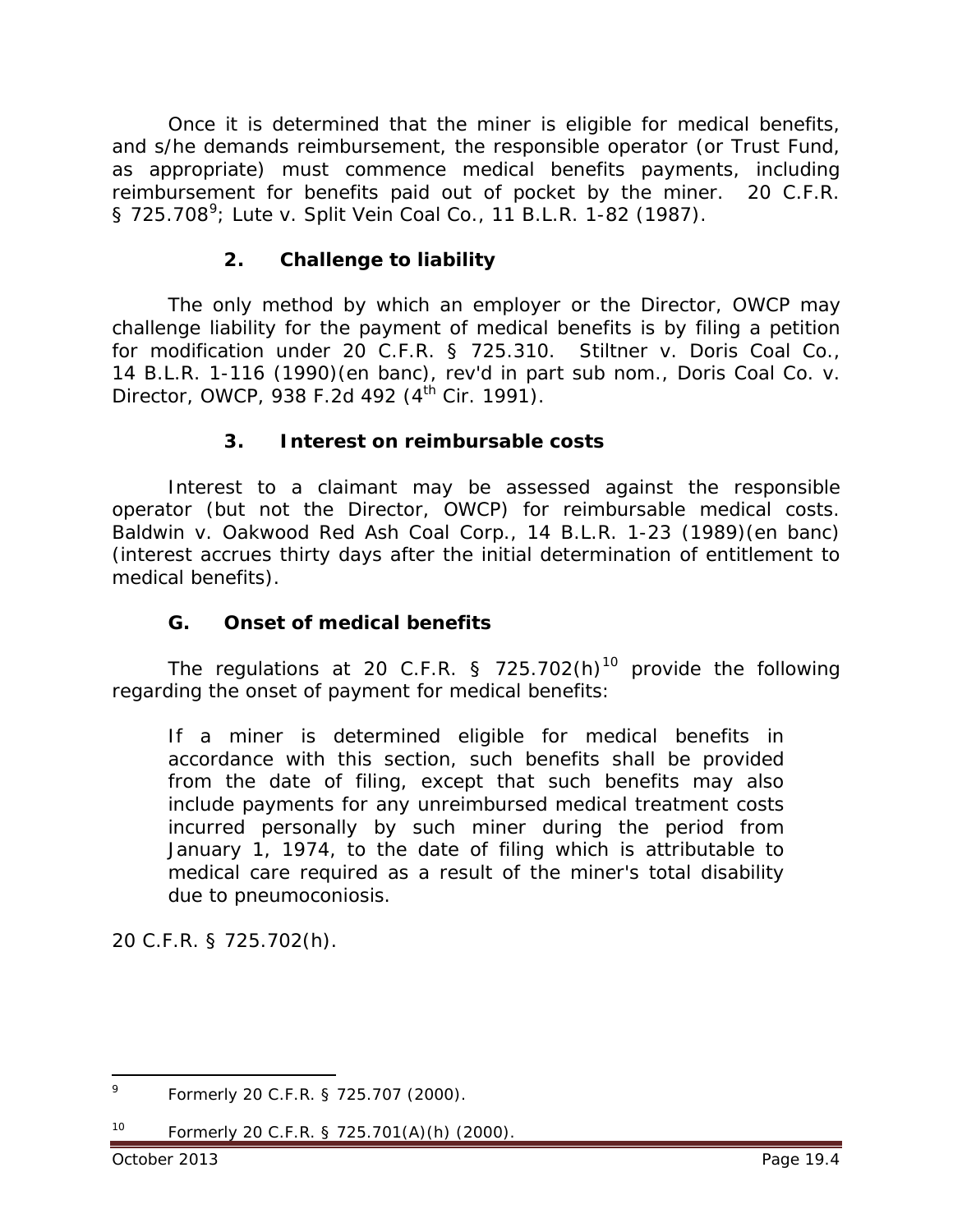Once it is determined that the miner is eligible for medical benefits, and s/he demands reimbursement, the responsible operator (or Trust Fund, as appropriate) must commence medical benefits payments, including reimbursement for benefits paid out of pocket by the miner. 20 C.F.R. § 725.708[9]; *Lute v. Split Vein Coal Co.*, 11 B.L.R. 1-82 (1987).

### 2. Challenge to liability

The only method by which an employer or the Director, OWCP may challenge liability for the payment of medical benefits is by filing a petition for modification under 20 C.F.R. § 725.310. *Stiltner v. Doris Coal Co.*, 14 B.L.R. 1-116 (1990)(en banc), *rev'd in part sub nom., Doris Coal Co. v. Director, OWCP*, 938 F.2d 492 (4th Cir. 1991).

### 3. Interest on reimbursable costs

Interest to a claimant may be assessed against the responsible operator (but not the Director, OWCP) for reimbursable medical costs. *Baldwin v. Oakwood Red Ash Coal Corp.*, 14 B.L.R. 1-23 (1989)(en banc) (interest accrues thirty days after the initial determination of entitlement to medical benefits).

## G. Onset of medical benefits

The regulations at 20 C.F.R. § 725.702(h)[10] provide the following regarding the onset of payment for medical benefits:

> If a miner is determined eligible for medical benefits in accordance with this section, such benefits shall be provided from the date of filing, except that such benefits may also include payments for any unreimbursed medical treatment costs incurred personally by such miner during the period from January 1, 1974, to the date of filing which is attributable to medical care required as a result of the miner's total disability due to pneumoconiosis.

20 C.F.R. § 725.702(h).

---

[9] Formerly 20 C.F.R. § 725.707 (2000).

[10] Formerly 20 C.F.R. § 725.701(A)(h) (2000).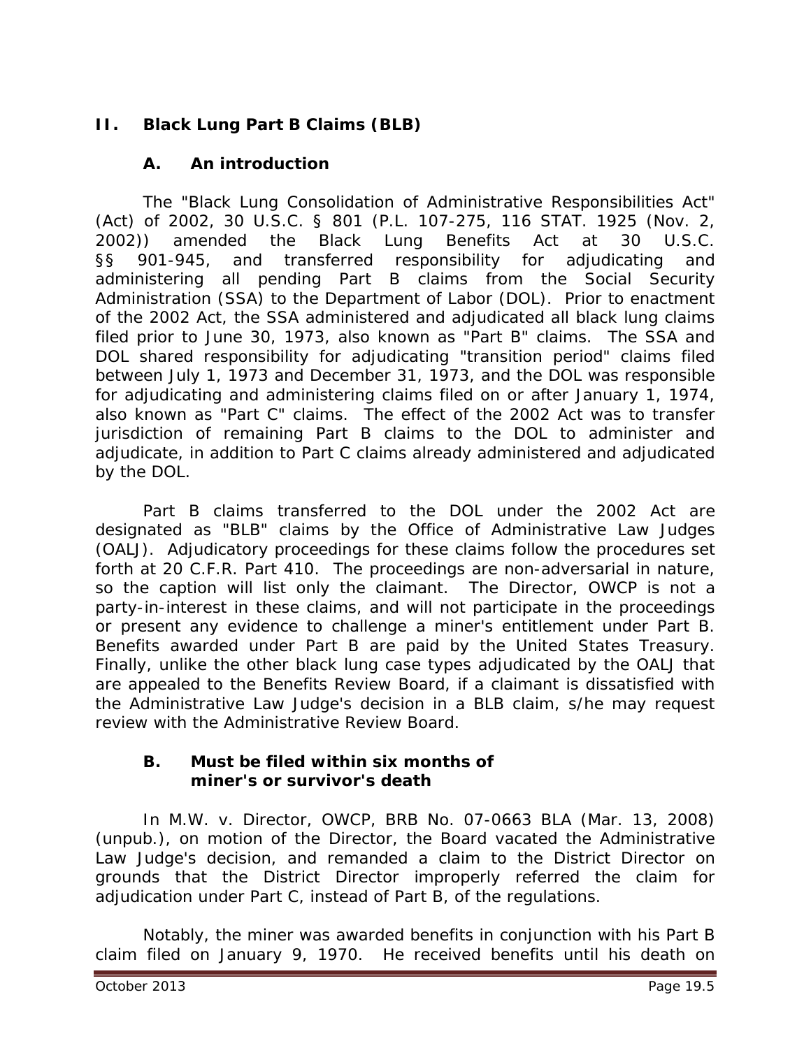## II. Black Lung Part B Claims (BLB)

### A. An introduction

The "Black Lung Consolidation of Administrative Responsibilities Act" (Act) of 2002, 30 U.S.C. § 801 (P.L. 107-275, 116 STAT. 1925 (Nov. 2, 2002)) amended the Black Lung Benefits Act at 30 U.S.C. §§ 901-945, and transferred responsibility for adjudicating and administering all pending Part B claims from the Social Security Administration (SSA) to the Department of Labor (DOL). Prior to enactment of the 2002 Act, the SSA administered and adjudicated all black lung claims filed prior to June 30, 1973, also known as "Part B" claims. The SSA and DOL shared responsibility for adjudicating "transition period" claims filed between July 1, 1973 and December 31, 1973, and the DOL was responsible for adjudicating and administering claims filed on or after January 1, 1974, also known as "Part C" claims. The effect of the 2002 Act was to transfer jurisdiction of remaining Part B claims to the DOL to administer and adjudicate, in addition to Part C claims already administered and adjudicated by the DOL.

Part B claims transferred to the DOL under the 2002 Act are designated as "BLB" claims by the Office of Administrative Law Judges (OALJ). Adjudicatory proceedings for these claims follow the procedures set forth at 20 C.F.R. Part 410. The proceedings are non-adversarial in nature, so the caption will list only the claimant. The Director, OWCP is not a party-in-interest in these claims, and will not participate in the proceedings or present any evidence to challenge a miner's entitlement under Part B. Benefits awarded under Part B are paid by the United States Treasury. Finally, unlike the other black lung case types adjudicated by the OALJ that are appealed to the Benefits Review Board, if a claimant is dissatisfied with the Administrative Law Judge's decision in a BLB claim, s/he may request review with the Administrative Review Board.

### B. Must be filed within six months of miner's or survivor's death

In *M.W. v. Director, OWCP*, BRB No. 07-0663 BLA (Mar. 13, 2008) (unpub.), on motion of the Director, the Board vacated the Administrative Law Judge's decision, and remanded a claim to the District Director on grounds that the District Director improperly referred the claim for adjudication under Part C, instead of Part B, of the regulations.

Notably, the miner was awarded benefits in conjunction with his Part B claim filed on January 9, 1970. He received benefits until his death on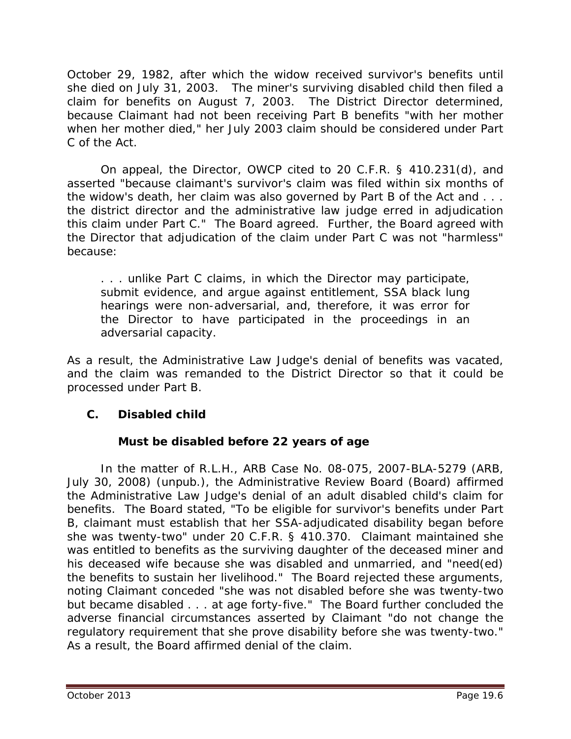October 29, 1982, after which the widow received survivor's benefits until she died on July 31, 2003. The miner's surviving disabled child then filed a claim for benefits on August 7, 2003. The District Director determined, because Claimant had not been receiving Part B benefits "with her mother when her mother died," her July 2003 claim should be considered under Part C of the Act.

On appeal, the Director, OWCP cited to 20 C.F.R. § 410.231(d), and asserted "because claimant's survivor's claim was filed within six months of the widow's death, her claim was also governed by Part B of the Act and . . . the district director and the administrative law judge erred in adjudication this claim under Part C." The Board agreed. Further, the Board agreed with the Director that adjudication of the claim under Part C was not "harmless" because:

> . . . unlike Part C claims, in which the Director may participate, submit evidence, and argue against entitlement, SSA black lung hearings were non-adversarial, and, therefore, it was error for the Director to have participated in the proceedings in an adversarial capacity.

As a result, the Administrative Law Judge's denial of benefits was vacated, and the claim was remanded to the District Director so that it could be processed under Part B.

## C. Disabled child

### Must be disabled before 22 years of age

In the matter of *R.L.H.*, ARB Case No. 08-075, 2007-BLA-5279 (ARB, July 30, 2008) (unpub.), the Administrative Review Board (Board) affirmed the Administrative Law Judge's denial of an adult disabled child's claim for benefits. The Board stated, "To be eligible for survivor's benefits under Part B, claimant must establish that her SSA-adjudicated disability began before she was twenty-two" under 20 C.F.R. § 410.370. Claimant maintained she was entitled to benefits as the surviving daughter of the deceased miner and his deceased wife because she was disabled and unmarried, and "need(ed) the benefits to sustain her livelihood." The Board rejected these arguments, noting Claimant conceded "she was not disabled before she was twenty-two but became disabled . . . at age forty-five." The Board further concluded the adverse financial circumstances asserted by Claimant "do not change the regulatory requirement that she prove disability before she was twenty-two." As a result, the Board affirmed denial of the claim.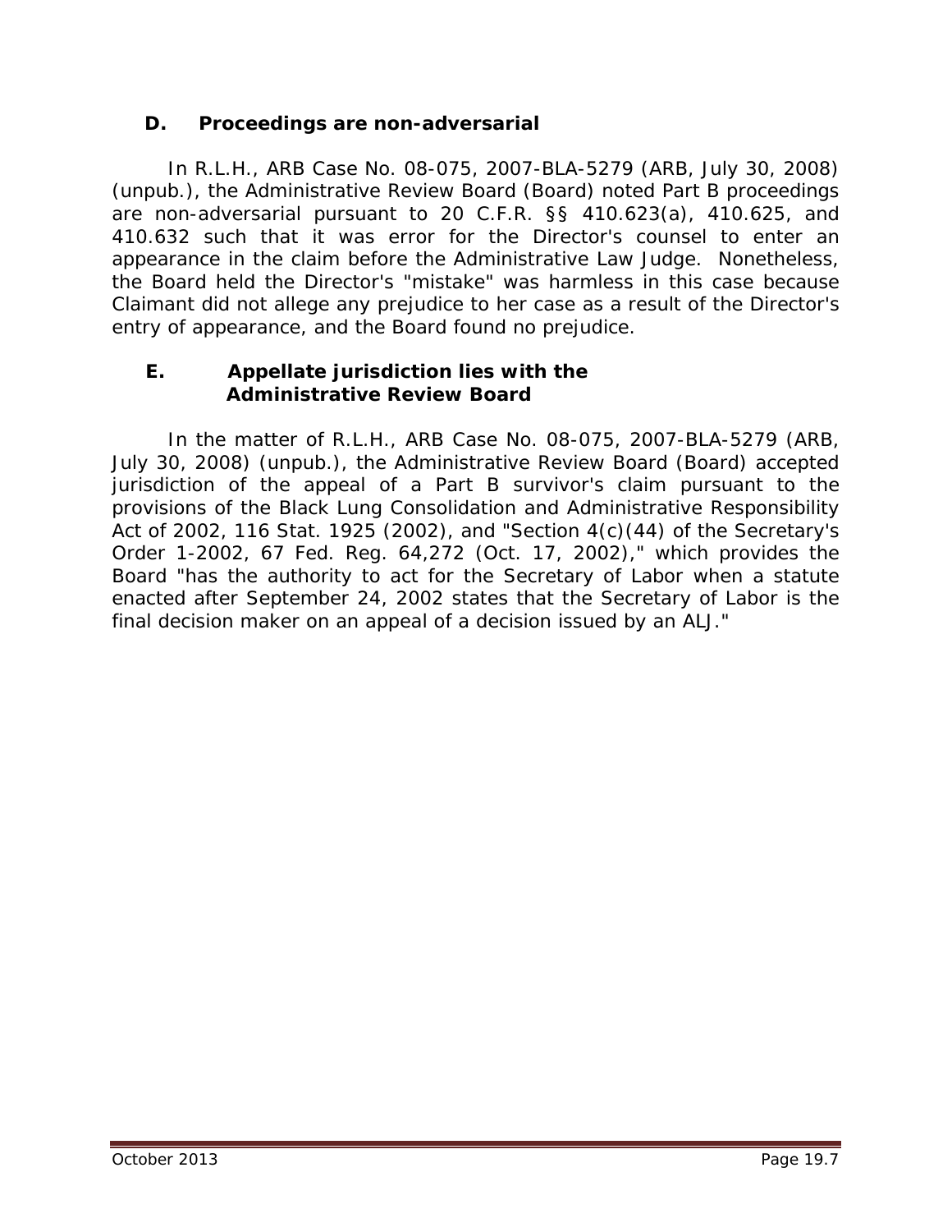### D. Proceedings are non-adversarial

In *R.L.H.*, ARB Case No. 08-075, 2007-BLA-5279 (ARB, July 30, 2008) (unpub.), the Administrative Review Board (Board) noted Part B proceedings are non-adversarial pursuant to 20 C.F.R. §§ 410.623(a), 410.625, and 410.632 such that it was error for the Director's counsel to enter an appearance in the claim before the Administrative Law Judge. Nonetheless, the Board held the Director's "mistake" was harmless in this case because Claimant did not allege any prejudice to her case as a result of the Director's entry of appearance, and the Board found no prejudice.

### E. Appellate jurisdiction lies with the Administrative Review Board

In the matter of *R.L.H.*, ARB Case No. 08-075, 2007-BLA-5279 (ARB, July 30, 2008) (unpub.), the Administrative Review Board (Board) accepted jurisdiction of the appeal of a Part B survivor's claim pursuant to the provisions of the Black Lung Consolidation and Administrative Responsibility Act of 2002, 116 Stat. 1925 (2002), and "Section 4(c)(44) of the Secretary's Order 1-2002, 67 Fed. Reg. 64,272 (Oct. 17, 2002)," which provides the Board "has the authority to act for the Secretary of Labor when a statute enacted after September 24, 2002 states that the Secretary of Labor is the final decision maker on an appeal of a decision issued by an ALJ."